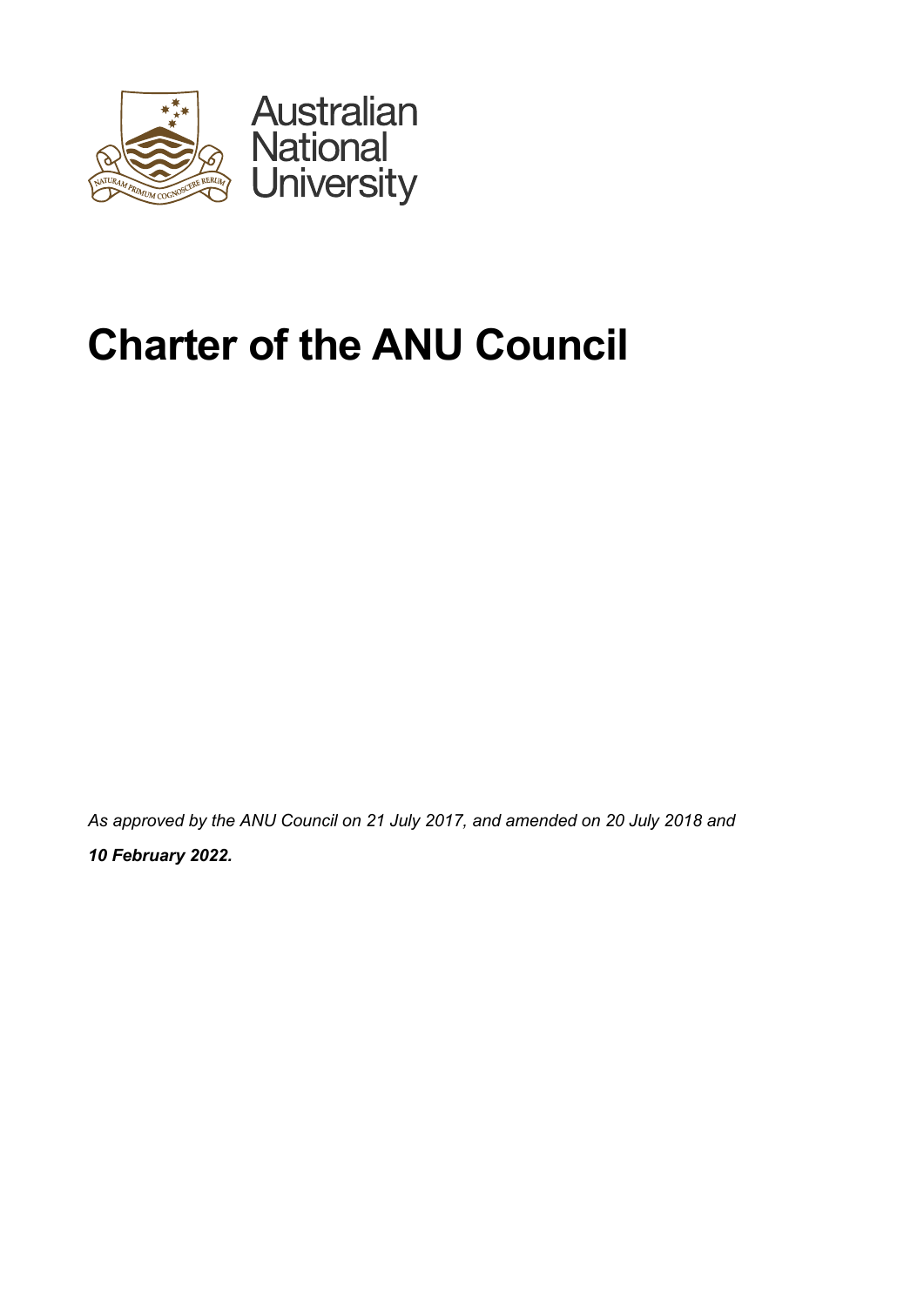Australian
National
University

# Charter of the ANU Council

*As approved by the ANU Council on 21 July 2017, and amended on 20 July 2018 and*
***10 February 2022.***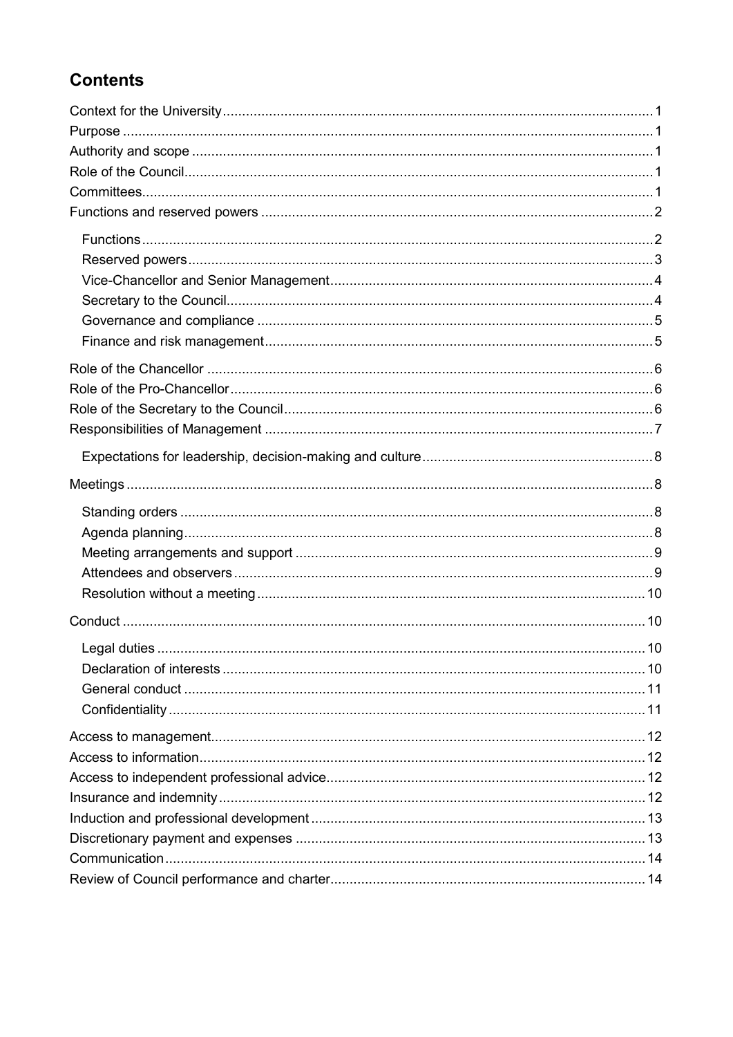## Contents

Context for the University ..... 1
Purpose ..... 1
Authority and scope ..... 1
Role of the Council ..... 1
Committees ..... 1
Functions and reserved powers ..... 2

- Functions ..... 2
- Reserved powers ..... 3
- Vice-Chancellor and Senior Management ..... 4
- Secretary to the Council ..... 4
- Governance and compliance ..... 5
- Finance and risk management ..... 5

Role of the Chancellor ..... 6
Role of the Pro-Chancellor ..... 6
Role of the Secretary to the Council ..... 6
Responsibilities of Management ..... 7

- Expectations for leadership, decision-making and culture ..... 8

Meetings ..... 8

- Standing orders ..... 8
- Agenda planning ..... 8
- Meeting arrangements and support ..... 9
- Attendees and observers ..... 9
- Resolution without a meeting ..... 10

Conduct ..... 10

- Legal duties ..... 10
- Declaration of interests ..... 10
- General conduct ..... 11
- Confidentiality ..... 11

Access to management ..... 12
Access to information ..... 12
Access to independent professional advice ..... 12
Insurance and indemnity ..... 12
Induction and professional development ..... 13
Discretionary payment and expenses ..... 13
Communication ..... 14
Review of Council performance and charter ..... 14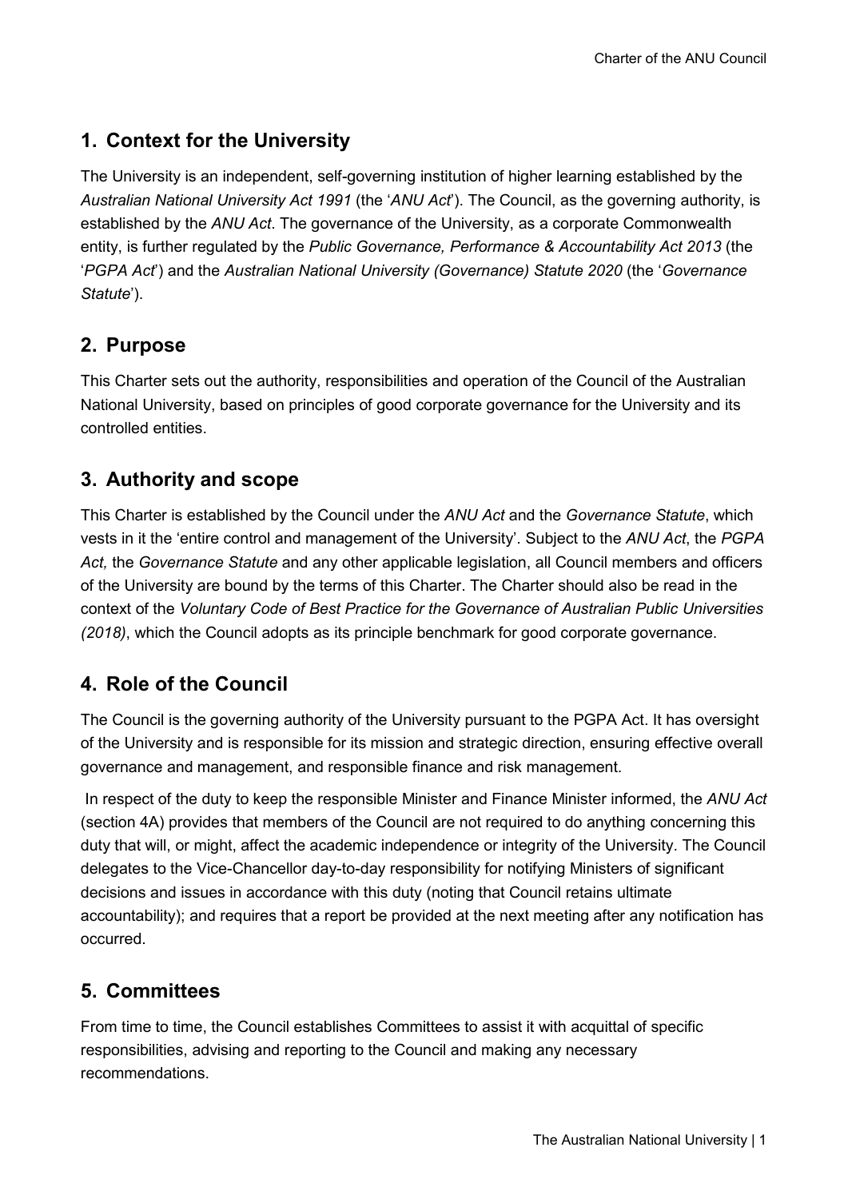## 1. Context for the University

The University is an independent, self-governing institution of higher learning established by the *Australian National University Act 1991* (the '*ANU Act*'). The Council, as the governing authority, is established by the *ANU Act*. The governance of the University, as a corporate Commonwealth entity, is further regulated by the *Public Governance, Performance & Accountability Act 2013* (the '*PGPA Act*') and the *Australian National University (Governance) Statute 2020* (the '*Governance Statute*').

## 2. Purpose

This Charter sets out the authority, responsibilities and operation of the Council of the Australian National University, based on principles of good corporate governance for the University and its controlled entities.

## 3. Authority and scope

This Charter is established by the Council under the *ANU Act* and the *Governance Statute*, which vests in it the 'entire control and management of the University'. Subject to the *ANU Act*, the *PGPA Act,* the *Governance Statute* and any other applicable legislation, all Council members and officers of the University are bound by the terms of this Charter. The Charter should also be read in the context of the *Voluntary Code of Best Practice for the Governance of Australian Public Universities (2018)*, which the Council adopts as its principle benchmark for good corporate governance.

## 4. Role of the Council

The Council is the governing authority of the University pursuant to the PGPA Act. It has oversight of the University and is responsible for its mission and strategic direction, ensuring effective overall governance and management, and responsible finance and risk management.

In respect of the duty to keep the responsible Minister and Finance Minister informed, the *ANU Act* (section 4A) provides that members of the Council are not required to do anything concerning this duty that will, or might, affect the academic independence or integrity of the University. The Council delegates to the Vice-Chancellor day-to-day responsibility for notifying Ministers of significant decisions and issues in accordance with this duty (noting that Council retains ultimate accountability); and requires that a report be provided at the next meeting after any notification has occurred.

## 5. Committees

From time to time, the Council establishes Committees to assist it with acquittal of specific responsibilities, advising and reporting to the Council and making any necessary recommendations.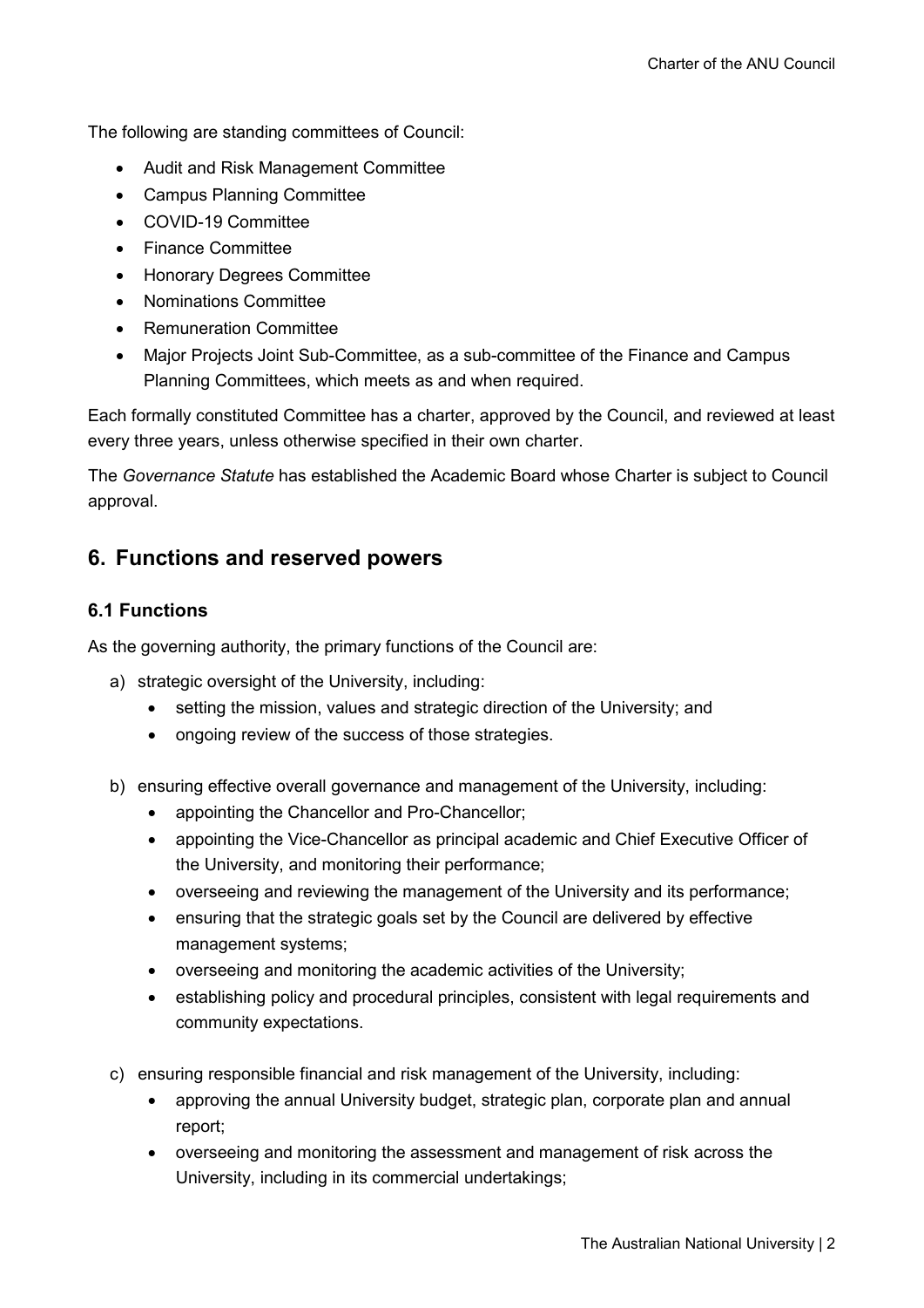The following are standing committees of Council:

- Audit and Risk Management Committee
- Campus Planning Committee
- COVID-19 Committee
- Finance Committee
- Honorary Degrees Committee
- Nominations Committee
- Remuneration Committee
- Major Projects Joint Sub-Committee, as a sub-committee of the Finance and Campus Planning Committees, which meets as and when required.

Each formally constituted Committee has a charter, approved by the Council, and reviewed at least every three years, unless otherwise specified in their own charter.

The *Governance Statute* has established the Academic Board whose Charter is subject to Council approval.

## 6. Functions and reserved powers

### 6.1 Functions

As the governing authority, the primary functions of the Council are:

a) strategic oversight of the University, including:
   - setting the mission, values and strategic direction of the University; and
   - ongoing review of the success of those strategies.

b) ensuring effective overall governance and management of the University, including:
   - appointing the Chancellor and Pro-Chancellor;
   - appointing the Vice-Chancellor as principal academic and Chief Executive Officer of the University, and monitoring their performance;
   - overseeing and reviewing the management of the University and its performance;
   - ensuring that the strategic goals set by the Council are delivered by effective management systems;
   - overseeing and monitoring the academic activities of the University;
   - establishing policy and procedural principles, consistent with legal requirements and community expectations.

c) ensuring responsible financial and risk management of the University, including:
   - approving the annual University budget, strategic plan, corporate plan and annual report;
   - overseeing and monitoring the assessment and management of risk across the University, including in its commercial undertakings;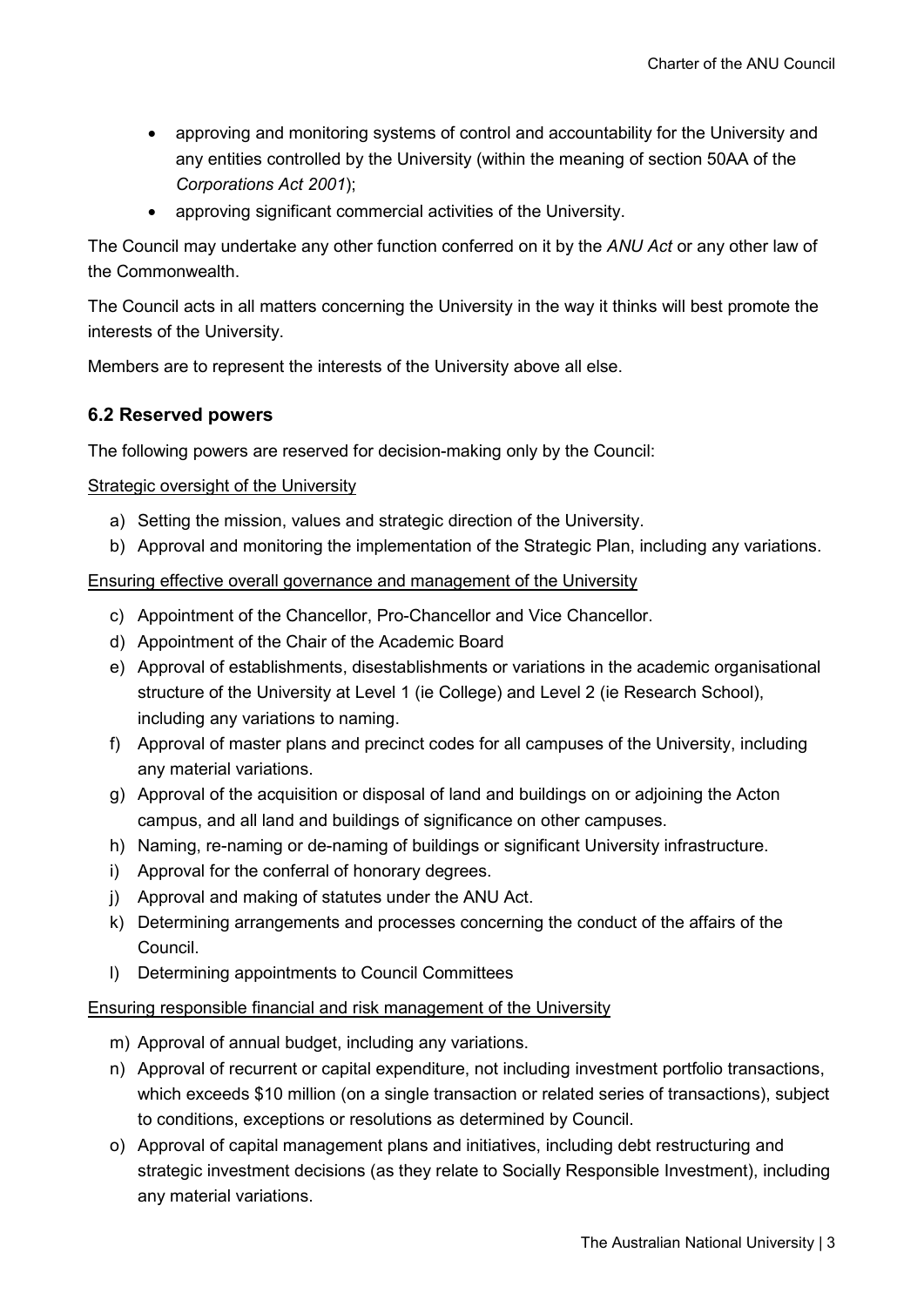- approving and monitoring systems of control and accountability for the University and any entities controlled by the University (within the meaning of section 50AA of the *Corporations Act 2001*);
- approving significant commercial activities of the University.

The Council may undertake any other function conferred on it by the *ANU Act* or any other law of the Commonwealth.

The Council acts in all matters concerning the University in the way it thinks will best promote the interests of the University.

Members are to represent the interests of the University above all else.

### 6.2 Reserved powers

The following powers are reserved for decision-making only by the Council:

<u>Strategic oversight of the University</u>

a) Setting the mission, values and strategic direction of the University.
b) Approval and monitoring the implementation of the Strategic Plan, including any variations.

<u>Ensuring effective overall governance and management of the University</u>

c) Appointment of the Chancellor, Pro-Chancellor and Vice Chancellor.
d) Appointment of the Chair of the Academic Board
e) Approval of establishments, disestablishments or variations in the academic organisational structure of the University at Level 1 (ie College) and Level 2 (ie Research School), including any variations to naming.
f) Approval of master plans and precinct codes for all campuses of the University, including any material variations.
g) Approval of the acquisition or disposal of land and buildings on or adjoining the Acton campus, and all land and buildings of significance on other campuses.
h) Naming, re-naming or de-naming of buildings or significant University infrastructure.
i) Approval for the conferral of honorary degrees.
j) Approval and making of statutes under the ANU Act.
k) Determining arrangements and processes concerning the conduct of the affairs of the Council.
l) Determining appointments to Council Committees

<u>Ensuring responsible financial and risk management of the University</u>

m) Approval of annual budget, including any variations.
n) Approval of recurrent or capital expenditure, not including investment portfolio transactions, which exceeds $10 million (on a single transaction or related series of transactions), subject to conditions, exceptions or resolutions as determined by Council.
o) Approval of capital management plans and initiatives, including debt restructuring and strategic investment decisions (as they relate to Socially Responsible Investment), including any material variations.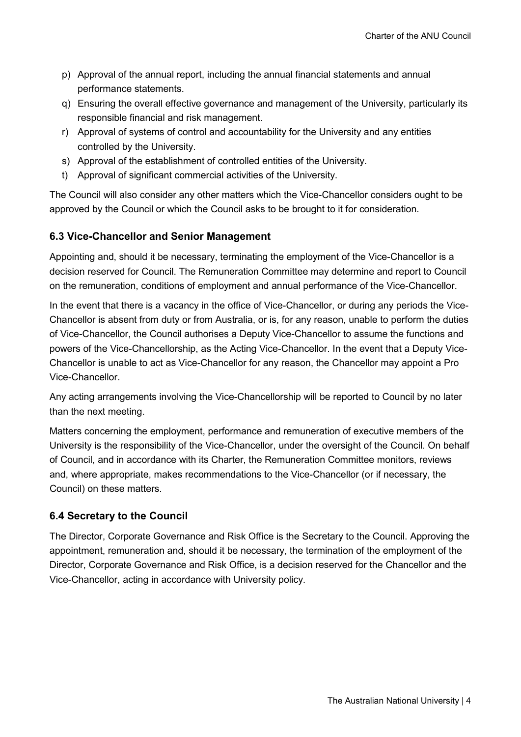p) Approval of the annual report, including the annual financial statements and annual performance statements.
q) Ensuring the overall effective governance and management of the University, particularly its responsible financial and risk management.
r) Approval of systems of control and accountability for the University and any entities controlled by the University.
s) Approval of the establishment of controlled entities of the University.
t) Approval of significant commercial activities of the University.

The Council will also consider any other matters which the Vice-Chancellor considers ought to be approved by the Council or which the Council asks to be brought to it for consideration.

### 6.3 Vice-Chancellor and Senior Management

Appointing and, should it be necessary, terminating the employment of the Vice-Chancellor is a decision reserved for Council. The Remuneration Committee may determine and report to Council on the remuneration, conditions of employment and annual performance of the Vice-Chancellor.

In the event that there is a vacancy in the office of Vice-Chancellor, or during any periods the Vice-Chancellor is absent from duty or from Australia, or is, for any reason, unable to perform the duties of Vice-Chancellor, the Council authorises a Deputy Vice-Chancellor to assume the functions and powers of the Vice-Chancellorship, as the Acting Vice-Chancellor. In the event that a Deputy Vice-Chancellor is unable to act as Vice-Chancellor for any reason, the Chancellor may appoint a Pro Vice-Chancellor.

Any acting arrangements involving the Vice-Chancellorship will be reported to Council by no later than the next meeting.

Matters concerning the employment, performance and remuneration of executive members of the University is the responsibility of the Vice-Chancellor, under the oversight of the Council. On behalf of Council, and in accordance with its Charter, the Remuneration Committee monitors, reviews and, where appropriate, makes recommendations to the Vice-Chancellor (or if necessary, the Council) on these matters.

### 6.4 Secretary to the Council

The Director, Corporate Governance and Risk Office is the Secretary to the Council. Approving the appointment, remuneration and, should it be necessary, the termination of the employment of the Director, Corporate Governance and Risk Office, is a decision reserved for the Chancellor and the Vice-Chancellor, acting in accordance with University policy.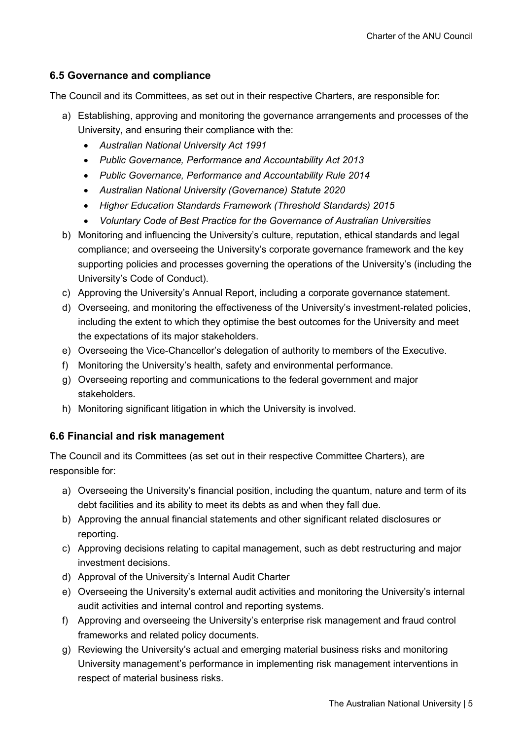### 6.5 Governance and compliance

The Council and its Committees, as set out in their respective Charters, are responsible for:

a) Establishing, approving and monitoring the governance arrangements and processes of the University, and ensuring their compliance with the:
   - *Australian National University Act 1991*
   - *Public Governance, Performance and Accountability Act 2013*
   - *Public Governance, Performance and Accountability Rule 2014*
   - *Australian National University (Governance) Statute 2020*
   - *Higher Education Standards Framework (Threshold Standards) 2015*
   - *Voluntary Code of Best Practice for the Governance of Australian Universities*

b) Monitoring and influencing the University's culture, reputation, ethical standards and legal compliance; and overseeing the University's corporate governance framework and the key supporting policies and processes governing the operations of the University's (including the University's Code of Conduct).

c) Approving the University's Annual Report, including a corporate governance statement.

d) Overseeing, and monitoring the effectiveness of the University's investment-related policies, including the extent to which they optimise the best outcomes for the University and meet the expectations of its major stakeholders.

e) Overseeing the Vice-Chancellor's delegation of authority to members of the Executive.

f) Monitoring the University's health, safety and environmental performance.

g) Overseeing reporting and communications to the federal government and major stakeholders.

h) Monitoring significant litigation in which the University is involved.

### 6.6 Financial and risk management

The Council and its Committees (as set out in their respective Committee Charters), are responsible for:

a) Overseeing the University's financial position, including the quantum, nature and term of its debt facilities and its ability to meet its debts as and when they fall due.

b) Approving the annual financial statements and other significant related disclosures or reporting.

c) Approving decisions relating to capital management, such as debt restructuring and major investment decisions.

d) Approval of the University's Internal Audit Charter

e) Overseeing the University's external audit activities and monitoring the University's internal audit activities and internal control and reporting systems.

f) Approving and overseeing the University's enterprise risk management and fraud control frameworks and related policy documents.

g) Reviewing the University's actual and emerging material business risks and monitoring University management's performance in implementing risk management interventions in respect of material business risks.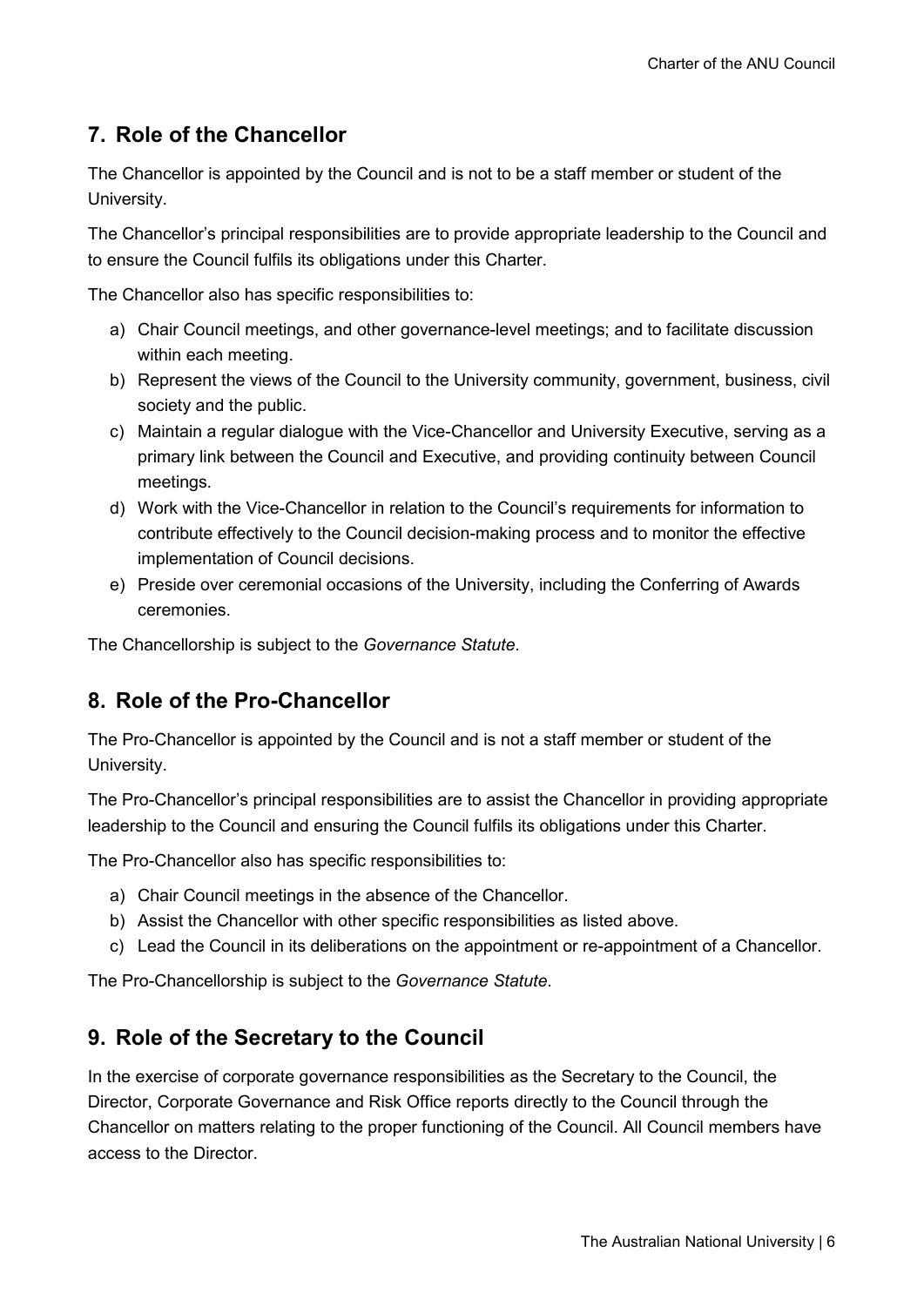## 7. Role of the Chancellor

The Chancellor is appointed by the Council and is not to be a staff member or student of the University.

The Chancellor's principal responsibilities are to provide appropriate leadership to the Council and to ensure the Council fulfils its obligations under this Charter.

The Chancellor also has specific responsibilities to:

a) Chair Council meetings, and other governance-level meetings; and to facilitate discussion within each meeting.
b) Represent the views of the Council to the University community, government, business, civil society and the public.
c) Maintain a regular dialogue with the Vice-Chancellor and University Executive, serving as a primary link between the Council and Executive, and providing continuity between Council meetings.
d) Work with the Vice-Chancellor in relation to the Council's requirements for information to contribute effectively to the Council decision-making process and to monitor the effective implementation of Council decisions.
e) Preside over ceremonial occasions of the University, including the Conferring of Awards ceremonies.

The Chancellorship is subject to the *Governance Statute*.

## 8. Role of the Pro-Chancellor

The Pro-Chancellor is appointed by the Council and is not a staff member or student of the University.

The Pro-Chancellor's principal responsibilities are to assist the Chancellor in providing appropriate leadership to the Council and ensuring the Council fulfils its obligations under this Charter.

The Pro-Chancellor also has specific responsibilities to:

a) Chair Council meetings in the absence of the Chancellor.
b) Assist the Chancellor with other specific responsibilities as listed above.
c) Lead the Council in its deliberations on the appointment or re-appointment of a Chancellor.

The Pro-Chancellorship is subject to the *Governance Statute*.

## 9. Role of the Secretary to the Council

In the exercise of corporate governance responsibilities as the Secretary to the Council, the Director, Corporate Governance and Risk Office reports directly to the Council through the Chancellor on matters relating to the proper functioning of the Council. All Council members have access to the Director.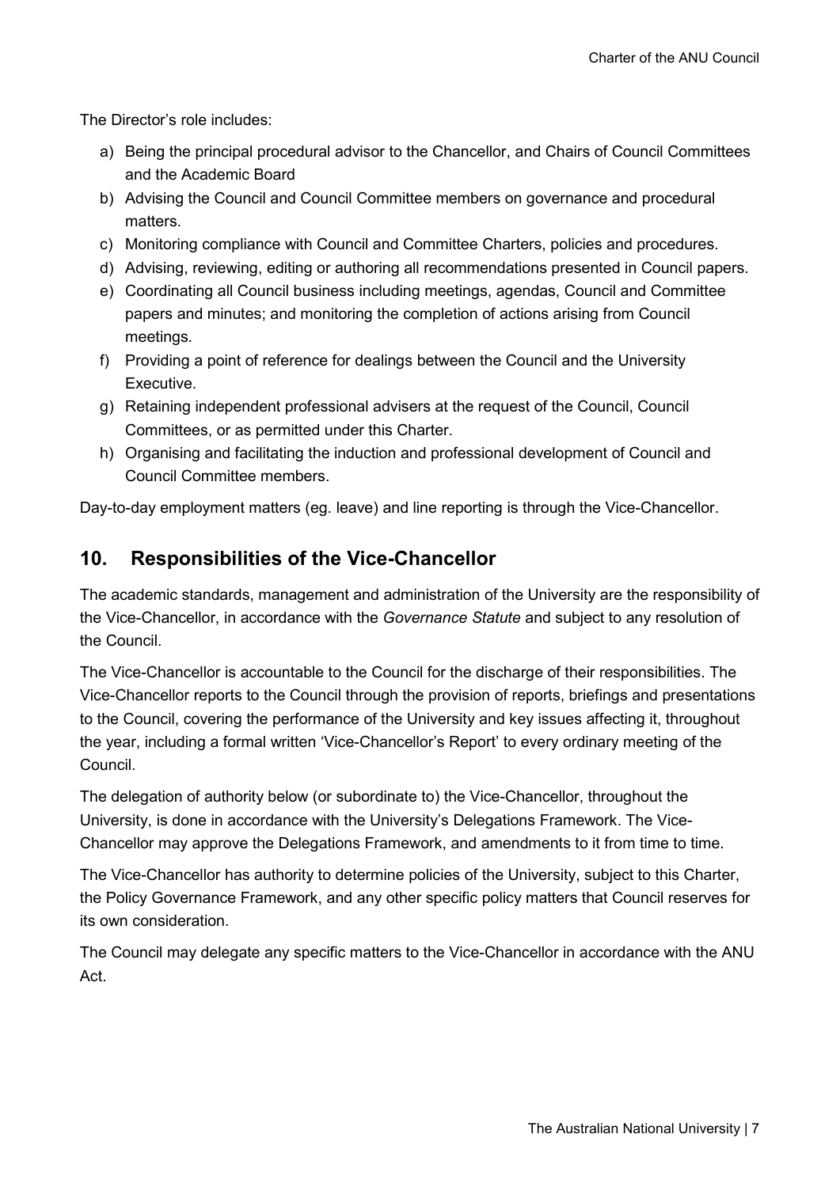The Director's role includes:

a) Being the principal procedural advisor to the Chancellor, and Chairs of Council Committees and the Academic Board
b) Advising the Council and Council Committee members on governance and procedural matters.
c) Monitoring compliance with Council and Committee Charters, policies and procedures.
d) Advising, reviewing, editing or authoring all recommendations presented in Council papers.
e) Coordinating all Council business including meetings, agendas, Council and Committee papers and minutes; and monitoring the completion of actions arising from Council meetings.
f) Providing a point of reference for dealings between the Council and the University Executive.
g) Retaining independent professional advisers at the request of the Council, Council Committees, or as permitted under this Charter.
h) Organising and facilitating the induction and professional development of Council and Council Committee members.

Day-to-day employment matters (eg. leave) and line reporting is through the Vice-Chancellor.

## 10. Responsibilities of the Vice-Chancellor

The academic standards, management and administration of the University are the responsibility of the Vice-Chancellor, in accordance with the *Governance Statute* and subject to any resolution of the Council.

The Vice-Chancellor is accountable to the Council for the discharge of their responsibilities. The Vice-Chancellor reports to the Council through the provision of reports, briefings and presentations to the Council, covering the performance of the University and key issues affecting it, throughout the year, including a formal written 'Vice-Chancellor's Report' to every ordinary meeting of the Council.

The delegation of authority below (or subordinate to) the Vice-Chancellor, throughout the University, is done in accordance with the University's Delegations Framework. The Vice-Chancellor may approve the Delegations Framework, and amendments to it from time to time.

The Vice-Chancellor has authority to determine policies of the University, subject to this Charter, the Policy Governance Framework, and any other specific policy matters that Council reserves for its own consideration.

The Council may delegate any specific matters to the Vice-Chancellor in accordance with the ANU Act.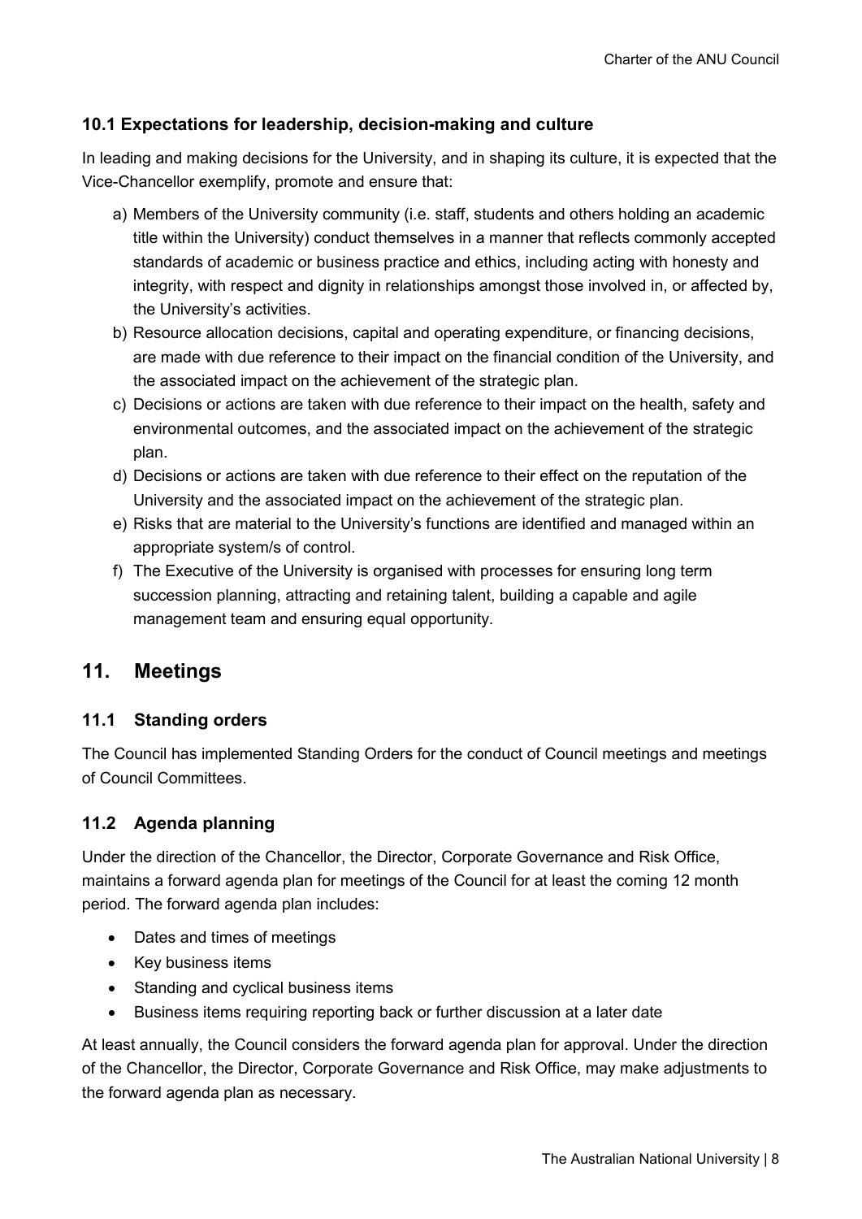### 10.1 Expectations for leadership, decision-making and culture

In leading and making decisions for the University, and in shaping its culture, it is expected that the Vice-Chancellor exemplify, promote and ensure that:

a) Members of the University community (i.e. staff, students and others holding an academic title within the University) conduct themselves in a manner that reflects commonly accepted standards of academic or business practice and ethics, including acting with honesty and integrity, with respect and dignity in relationships amongst those involved in, or affected by, the University's activities.
b) Resource allocation decisions, capital and operating expenditure, or financing decisions, are made with due reference to their impact on the financial condition of the University, and the associated impact on the achievement of the strategic plan.
c) Decisions or actions are taken with due reference to their impact on the health, safety and environmental outcomes, and the associated impact on the achievement of the strategic plan.
d) Decisions or actions are taken with due reference to their effect on the reputation of the University and the associated impact on the achievement of the strategic plan.
e) Risks that are material to the University's functions are identified and managed within an appropriate system/s of control.
f) The Executive of the University is organised with processes for ensuring long term succession planning, attracting and retaining talent, building a capable and agile management team and ensuring equal opportunity.

## 11. Meetings

### 11.1 Standing orders

The Council has implemented Standing Orders for the conduct of Council meetings and meetings of Council Committees.

### 11.2 Agenda planning

Under the direction of the Chancellor, the Director, Corporate Governance and Risk Office, maintains a forward agenda plan for meetings of the Council for at least the coming 12 month period. The forward agenda plan includes:

- Dates and times of meetings
- Key business items
- Standing and cyclical business items
- Business items requiring reporting back or further discussion at a later date

At least annually, the Council considers the forward agenda plan for approval. Under the direction of the Chancellor, the Director, Corporate Governance and Risk Office, may make adjustments to the forward agenda plan as necessary.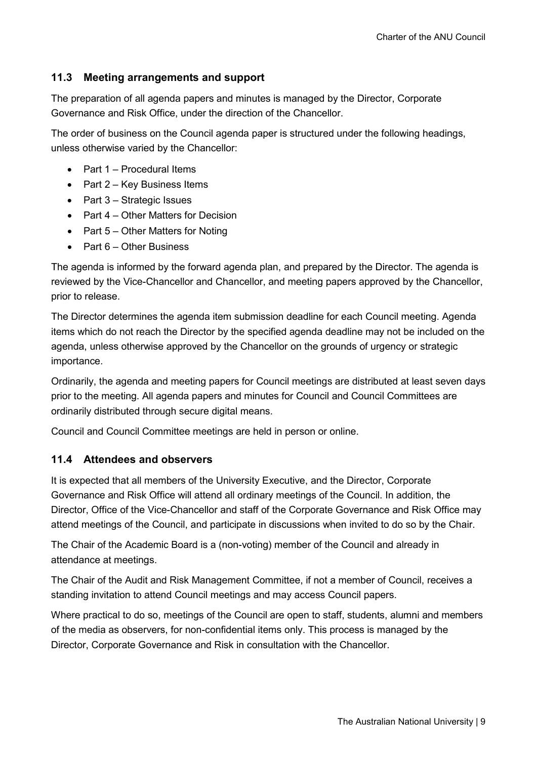### 11.3 Meeting arrangements and support

The preparation of all agenda papers and minutes is managed by the Director, Corporate Governance and Risk Office, under the direction of the Chancellor.

The order of business on the Council agenda paper is structured under the following headings, unless otherwise varied by the Chancellor:

- Part 1 – Procedural Items
- Part 2 – Key Business Items
- Part 3 – Strategic Issues
- Part 4 – Other Matters for Decision
- Part 5 – Other Matters for Noting
- Part 6 – Other Business

The agenda is informed by the forward agenda plan, and prepared by the Director. The agenda is reviewed by the Vice-Chancellor and Chancellor, and meeting papers approved by the Chancellor, prior to release.

The Director determines the agenda item submission deadline for each Council meeting. Agenda items which do not reach the Director by the specified agenda deadline may not be included on the agenda, unless otherwise approved by the Chancellor on the grounds of urgency or strategic importance.

Ordinarily, the agenda and meeting papers for Council meetings are distributed at least seven days prior to the meeting. All agenda papers and minutes for Council and Council Committees are ordinarily distributed through secure digital means.

Council and Council Committee meetings are held in person or online.

### 11.4 Attendees and observers

It is expected that all members of the University Executive, and the Director, Corporate Governance and Risk Office will attend all ordinary meetings of the Council. In addition, the Director, Office of the Vice-Chancellor and staff of the Corporate Governance and Risk Office may attend meetings of the Council, and participate in discussions when invited to do so by the Chair.

The Chair of the Academic Board is a (non-voting) member of the Council and already in attendance at meetings.

The Chair of the Audit and Risk Management Committee, if not a member of Council, receives a standing invitation to attend Council meetings and may access Council papers.

Where practical to do so, meetings of the Council are open to staff, students, alumni and members of the media as observers, for non-confidential items only. This process is managed by the Director, Corporate Governance and Risk in consultation with the Chancellor.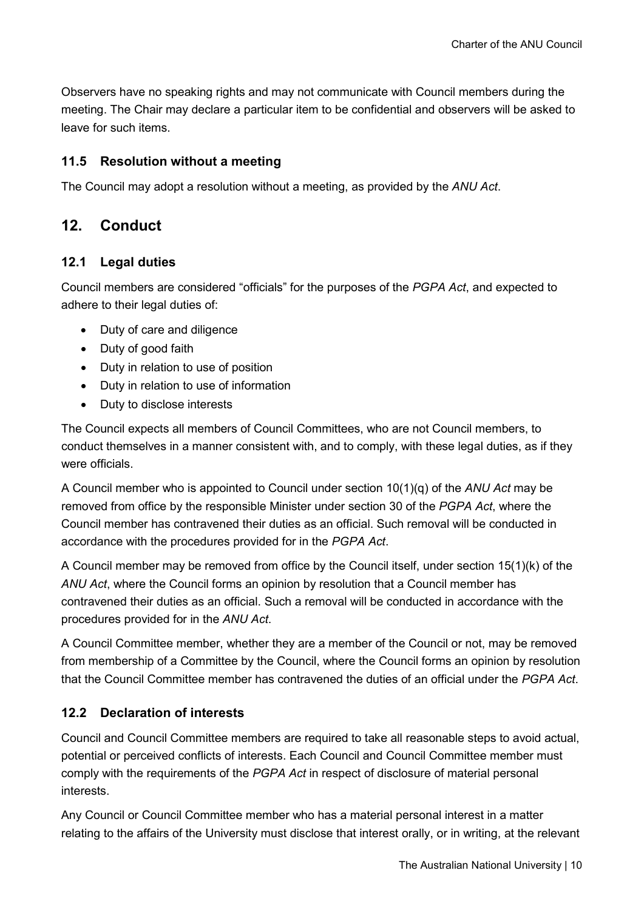Observers have no speaking rights and may not communicate with Council members during the meeting. The Chair may declare a particular item to be confidential and observers will be asked to leave for such items.

### 11.5 Resolution without a meeting

The Council may adopt a resolution without a meeting, as provided by the *ANU Act*.

## 12. Conduct

### 12.1 Legal duties

Council members are considered "officials" for the purposes of the *PGPA Act*, and expected to adhere to their legal duties of:

- Duty of care and diligence
- Duty of good faith
- Duty in relation to use of position
- Duty in relation to use of information
- Duty to disclose interests

The Council expects all members of Council Committees, who are not Council members, to conduct themselves in a manner consistent with, and to comply, with these legal duties, as if they were officials.

A Council member who is appointed to Council under section 10(1)(q) of the *ANU Act* may be removed from office by the responsible Minister under section 30 of the *PGPA Act*, where the Council member has contravened their duties as an official. Such removal will be conducted in accordance with the procedures provided for in the *PGPA Act*.

A Council member may be removed from office by the Council itself, under section 15(1)(k) of the *ANU Act*, where the Council forms an opinion by resolution that a Council member has contravened their duties as an official. Such a removal will be conducted in accordance with the procedures provided for in the *ANU Act*.

A Council Committee member, whether they are a member of the Council or not, may be removed from membership of a Committee by the Council, where the Council forms an opinion by resolution that the Council Committee member has contravened the duties of an official under the *PGPA Act*.

### 12.2 Declaration of interests

Council and Council Committee members are required to take all reasonable steps to avoid actual, potential or perceived conflicts of interests. Each Council and Council Committee member must comply with the requirements of the *PGPA Act* in respect of disclosure of material personal interests.

Any Council or Council Committee member who has a material personal interest in a matter relating to the affairs of the University must disclose that interest orally, or in writing, at the relevant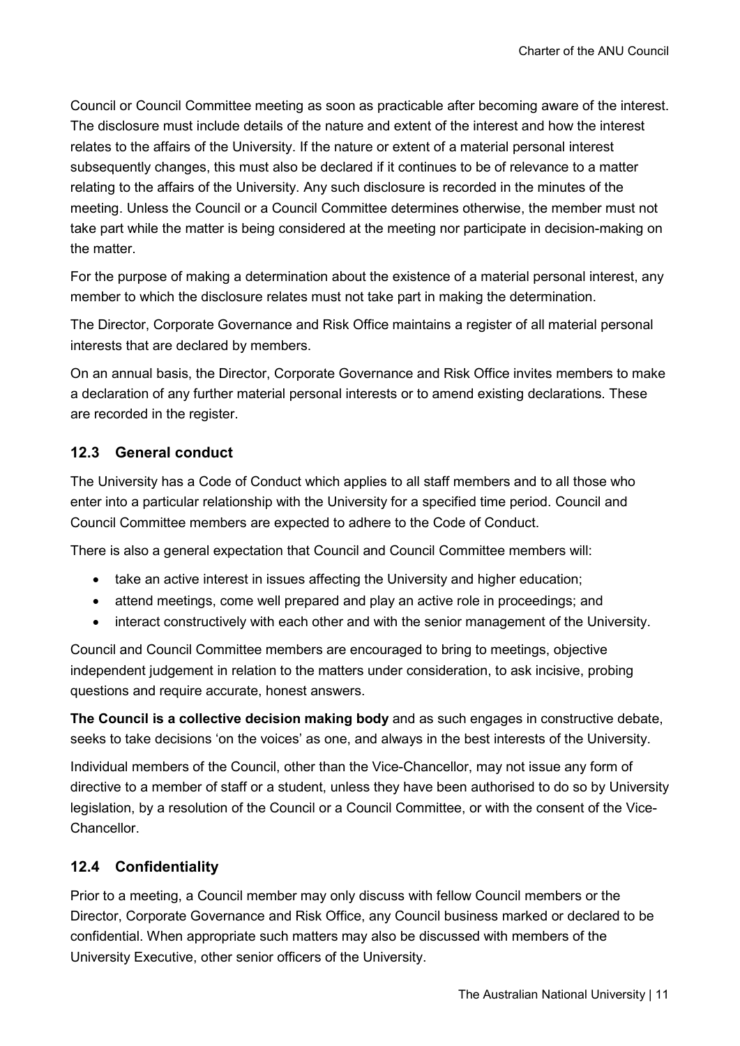Council or Council Committee meeting as soon as practicable after becoming aware of the interest. The disclosure must include details of the nature and extent of the interest and how the interest relates to the affairs of the University. If the nature or extent of a material personal interest subsequently changes, this must also be declared if it continues to be of relevance to a matter relating to the affairs of the University. Any such disclosure is recorded in the minutes of the meeting. Unless the Council or a Council Committee determines otherwise, the member must not take part while the matter is being considered at the meeting nor participate in decision-making on the matter.

For the purpose of making a determination about the existence of a material personal interest, any member to which the disclosure relates must not take part in making the determination.

The Director, Corporate Governance and Risk Office maintains a register of all material personal interests that are declared by members.

On an annual basis, the Director, Corporate Governance and Risk Office invites members to make a declaration of any further material personal interests or to amend existing declarations. These are recorded in the register.

### 12.3 General conduct

The University has a Code of Conduct which applies to all staff members and to all those who enter into a particular relationship with the University for a specified time period. Council and Council Committee members are expected to adhere to the Code of Conduct.

There is also a general expectation that Council and Council Committee members will:

- take an active interest in issues affecting the University and higher education;
- attend meetings, come well prepared and play an active role in proceedings; and
- interact constructively with each other and with the senior management of the University.

Council and Council Committee members are encouraged to bring to meetings, objective independent judgement in relation to the matters under consideration, to ask incisive, probing questions and require accurate, honest answers.

**The Council is a collective decision making body** and as such engages in constructive debate, seeks to take decisions 'on the voices' as one, and always in the best interests of the University.

Individual members of the Council, other than the Vice-Chancellor, may not issue any form of directive to a member of staff or a student, unless they have been authorised to do so by University legislation, by a resolution of the Council or a Council Committee, or with the consent of the Vice-Chancellor.

### 12.4 Confidentiality

Prior to a meeting, a Council member may only discuss with fellow Council members or the Director, Corporate Governance and Risk Office, any Council business marked or declared to be confidential. When appropriate such matters may also be discussed with members of the University Executive, other senior officers of the University.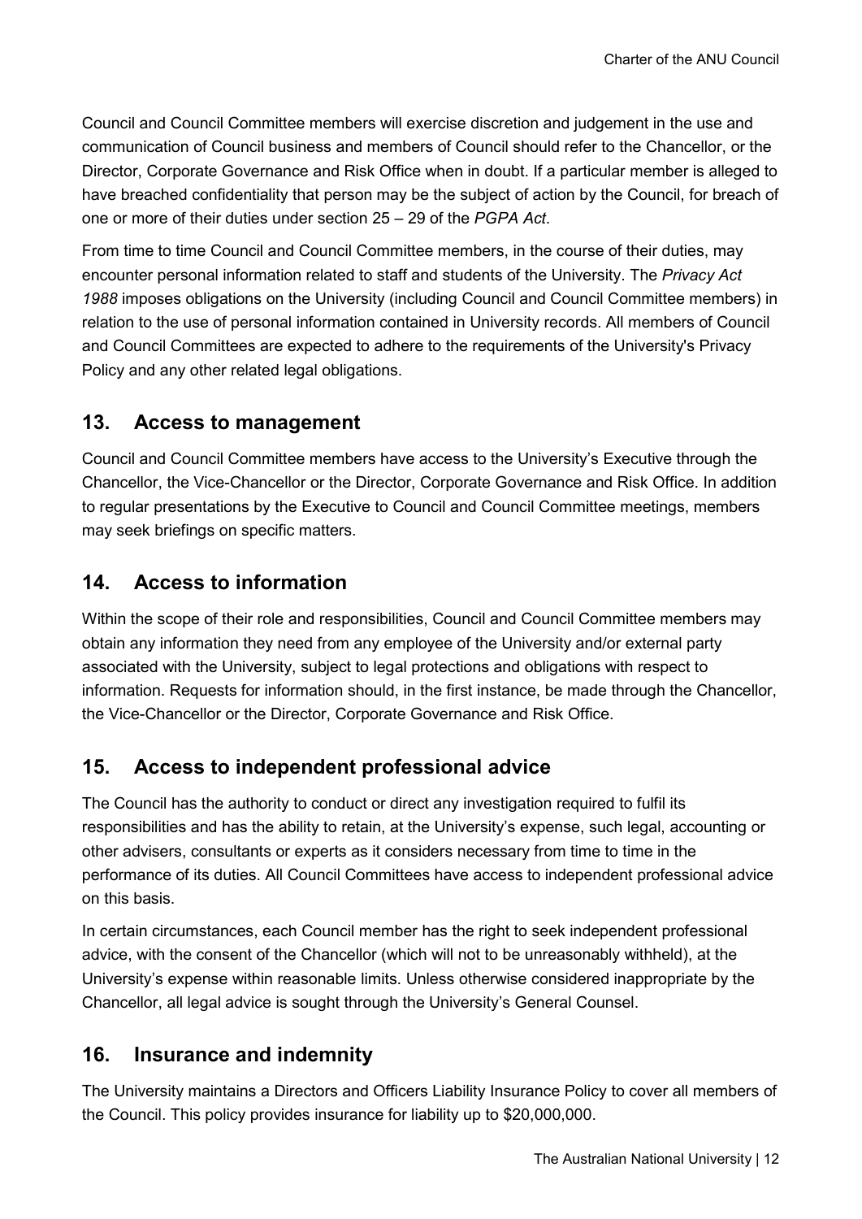Council and Council Committee members will exercise discretion and judgement in the use and communication of Council business and members of Council should refer to the Chancellor, or the Director, Corporate Governance and Risk Office when in doubt. If a particular member is alleged to have breached confidentiality that person may be the subject of action by the Council, for breach of one or more of their duties under section 25 – 29 of the *PGPA Act*.

From time to time Council and Council Committee members, in the course of their duties, may encounter personal information related to staff and students of the University. The *Privacy Act 1988* imposes obligations on the University (including Council and Council Committee members) in relation to the use of personal information contained in University records. All members of Council and Council Committees are expected to adhere to the requirements of the University's Privacy Policy and any other related legal obligations.

## 13. Access to management

Council and Council Committee members have access to the University's Executive through the Chancellor, the Vice-Chancellor or the Director, Corporate Governance and Risk Office. In addition to regular presentations by the Executive to Council and Council Committee meetings, members may seek briefings on specific matters.

## 14. Access to information

Within the scope of their role and responsibilities, Council and Council Committee members may obtain any information they need from any employee of the University and/or external party associated with the University, subject to legal protections and obligations with respect to information. Requests for information should, in the first instance, be made through the Chancellor, the Vice-Chancellor or the Director, Corporate Governance and Risk Office.

## 15. Access to independent professional advice

The Council has the authority to conduct or direct any investigation required to fulfil its responsibilities and has the ability to retain, at the University's expense, such legal, accounting or other advisers, consultants or experts as it considers necessary from time to time in the performance of its duties. All Council Committees have access to independent professional advice on this basis.

In certain circumstances, each Council member has the right to seek independent professional advice, with the consent of the Chancellor (which will not to be unreasonably withheld), at the University's expense within reasonable limits. Unless otherwise considered inappropriate by the Chancellor, all legal advice is sought through the University's General Counsel.

## 16. Insurance and indemnity

The University maintains a Directors and Officers Liability Insurance Policy to cover all members of the Council. This policy provides insurance for liability up to $20,000,000.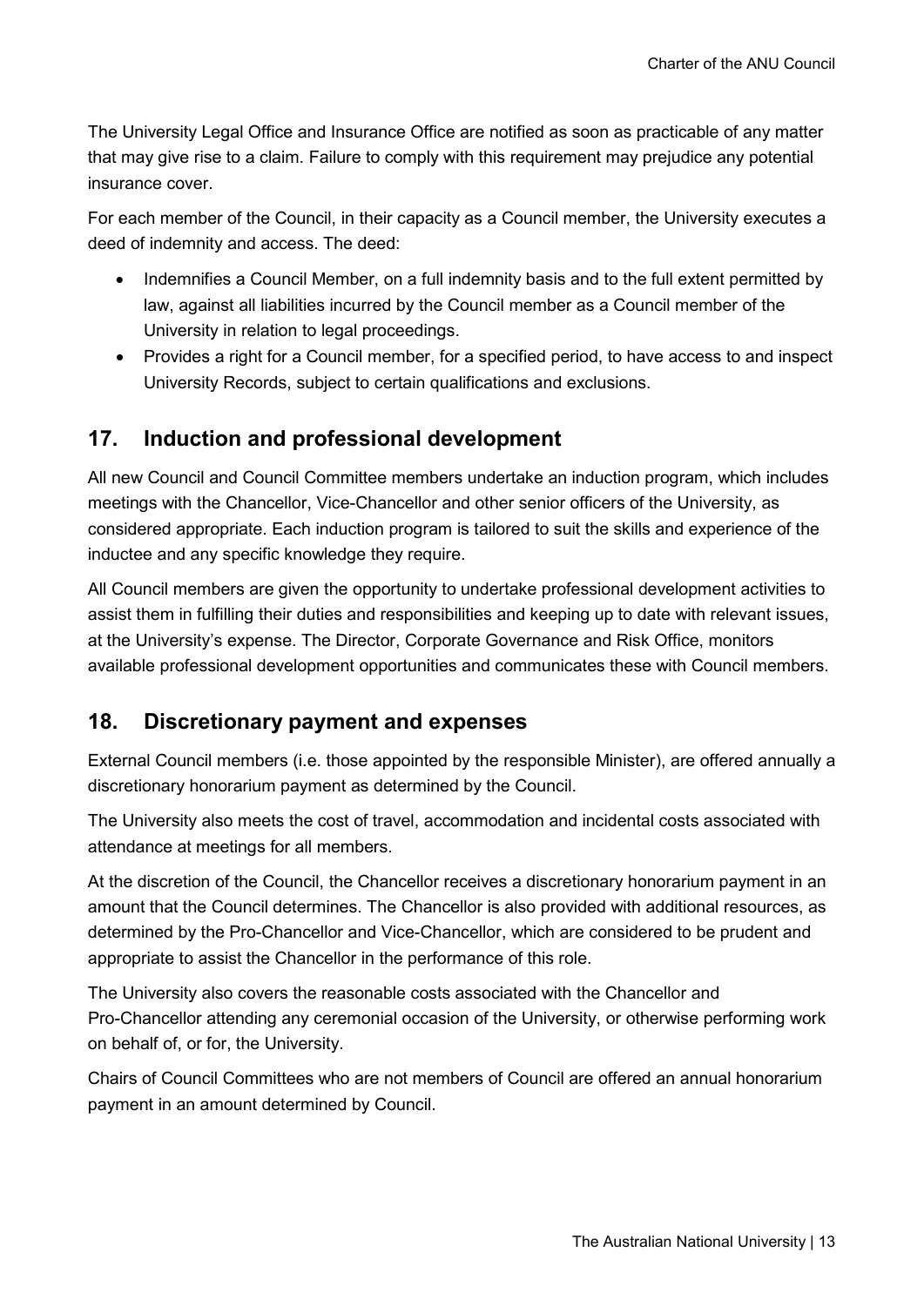The University Legal Office and Insurance Office are notified as soon as practicable of any matter that may give rise to a claim. Failure to comply with this requirement may prejudice any potential insurance cover.

For each member of the Council, in their capacity as a Council member, the University executes a deed of indemnity and access. The deed:

- Indemnifies a Council Member, on a full indemnity basis and to the full extent permitted by law, against all liabilities incurred by the Council member as a Council member of the University in relation to legal proceedings.
- Provides a right for a Council member, for a specified period, to have access to and inspect University Records, subject to certain qualifications and exclusions.

## 17. Induction and professional development

All new Council and Council Committee members undertake an induction program, which includes meetings with the Chancellor, Vice-Chancellor and other senior officers of the University, as considered appropriate. Each induction program is tailored to suit the skills and experience of the inductee and any specific knowledge they require.

All Council members are given the opportunity to undertake professional development activities to assist them in fulfilling their duties and responsibilities and keeping up to date with relevant issues, at the University's expense. The Director, Corporate Governance and Risk Office, monitors available professional development opportunities and communicates these with Council members.

## 18. Discretionary payment and expenses

External Council members (i.e. those appointed by the responsible Minister), are offered annually a discretionary honorarium payment as determined by the Council.

The University also meets the cost of travel, accommodation and incidental costs associated with attendance at meetings for all members.

At the discretion of the Council, the Chancellor receives a discretionary honorarium payment in an amount that the Council determines. The Chancellor is also provided with additional resources, as determined by the Pro-Chancellor and Vice-Chancellor, which are considered to be prudent and appropriate to assist the Chancellor in the performance of this role.

The University also covers the reasonable costs associated with the Chancellor and Pro-Chancellor attending any ceremonial occasion of the University, or otherwise performing work on behalf of, or for, the University.

Chairs of Council Committees who are not members of Council are offered an annual honorarium payment in an amount determined by Council.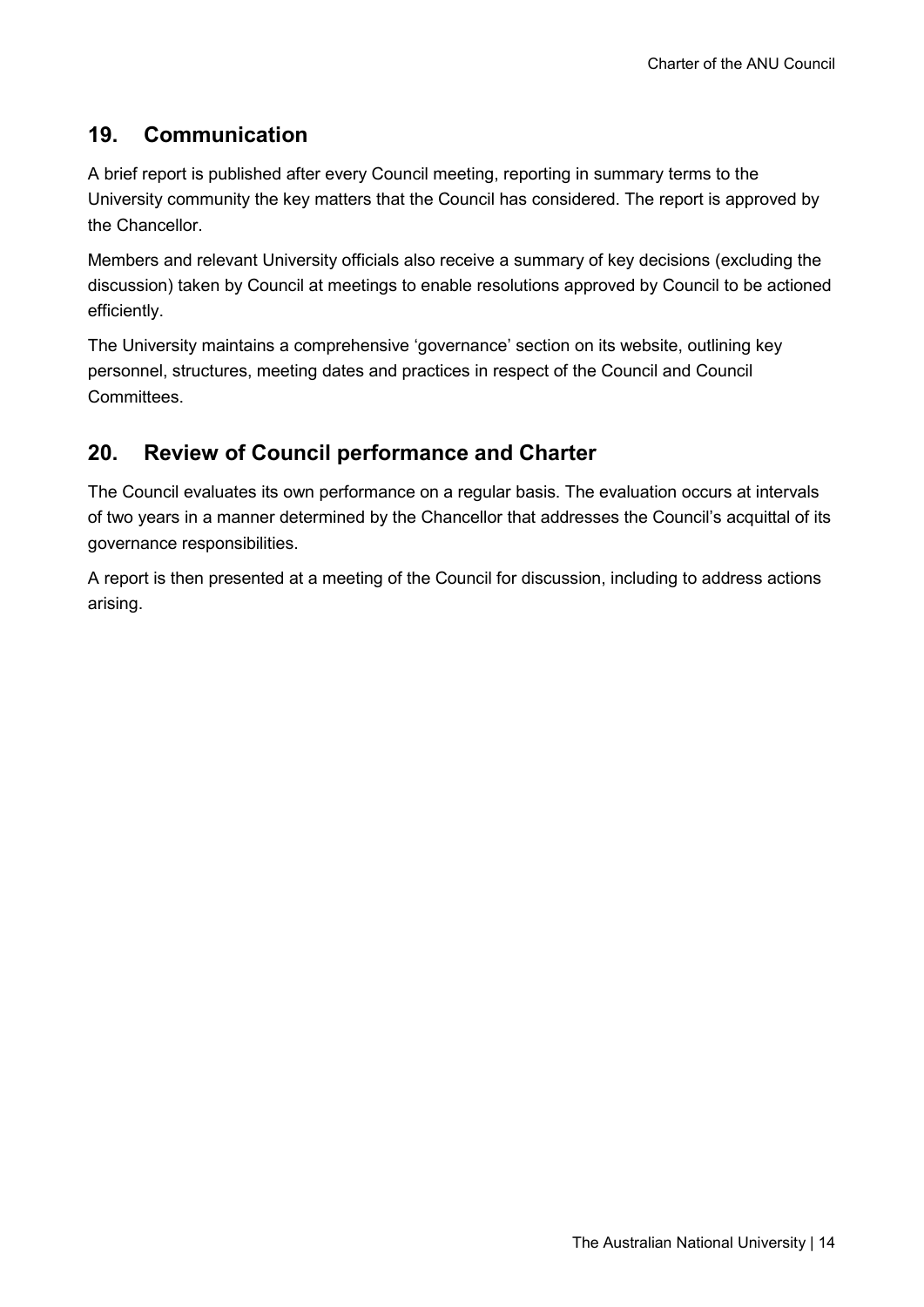## 19. Communication

A brief report is published after every Council meeting, reporting in summary terms to the University community the key matters that the Council has considered. The report is approved by the Chancellor.

Members and relevant University officials also receive a summary of key decisions (excluding the discussion) taken by Council at meetings to enable resolutions approved by Council to be actioned efficiently.

The University maintains a comprehensive 'governance' section on its website, outlining key personnel, structures, meeting dates and practices in respect of the Council and Council Committees.

## 20. Review of Council performance and Charter

The Council evaluates its own performance on a regular basis. The evaluation occurs at intervals of two years in a manner determined by the Chancellor that addresses the Council's acquittal of its governance responsibilities.

A report is then presented at a meeting of the Council for discussion, including to address actions arising.